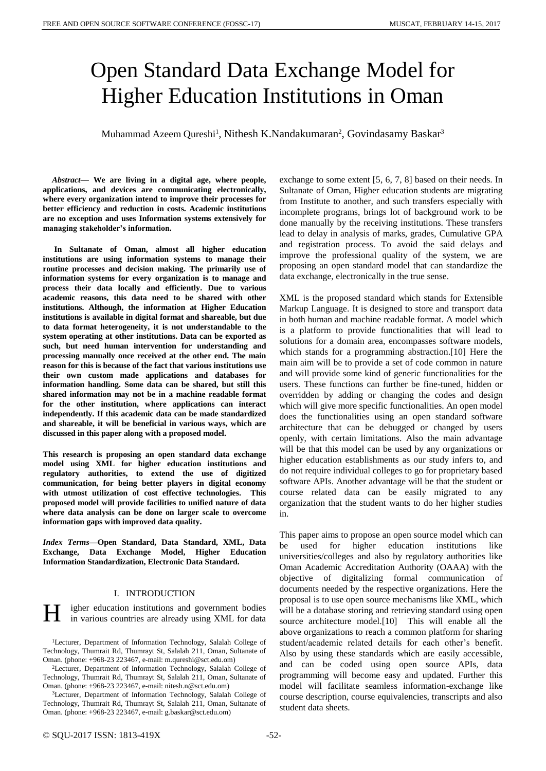# Open Standard Data Exchange Model for Higher Education Institutions in Oman

Muhammad Azeem Qureshi[1], Nithesh K.Nandakumaran[2], Govindasamy Baskar[3]

***Abstract*— We are living in a digital age, where people, applications, and devices are communicating electronically, where every organization intend to improve their processes for better efficiency and reduction in costs. Academic institutions are no exception and uses Information systems extensively for managing stakeholder's information.**

**In Sultanate of Oman, almost all higher education institutions are using information systems to manage their routine processes and decision making. The primarily use of information systems for every organization is to manage and process their data locally and efficiently. Due to various academic reasons, this data need to be shared with other institutions. Although, the information at Higher Education institutions is available in digital format and shareable, but due to data format heterogeneity, it is not understandable to the system operating at other institutions. Data can be exported as such, but need human intervention for understanding and processing manually once received at the other end. The main reason for this is because of the fact that various institutions use their own custom made applications and databases for information handling. Some data can be shared, but still this shared information may not be in a machine readable format for the other institution, where applications can interact independently. If this academic data can be made standardized and shareable, it will be beneficial in various ways, which are discussed in this paper along with a proposed model.**

**This research is proposing an open standard data exchange model using XML for higher education institutions and regulatory authorities, to extend the use of digitized communication, for being better players in digital economy with utmost utilization of cost effective technologies. This proposed model will provide facilities to unified nature of data where data analysis can be done on larger scale to overcome information gaps with improved data quality.**

***Index Terms*—Open Standard, Data Standard, XML, Data Exchange, Data Exchange Model, Higher Education Information Standardization, Electronic Data Standard.**

## I. Introduction

Higher education institutions and government bodies in various countries are already using XML for data exchange to some extent [5, 6, 7, 8] based on their needs. In Sultanate of Oman, Higher education students are migrating from Institute to another, and such transfers especially with incomplete programs, brings lot of background work to be done manually by the receiving institutions. These transfers lead to delay in analysis of marks, grades, Cumulative GPA and registration process. To avoid the said delays and improve the professional quality of the system, we are proposing an open standard model that can standardize the data exchange, electronically in the true sense.

XML is the proposed standard which stands for Extensible Markup Language. It is designed to store and transport data in both human and machine readable format. A model which is a platform to provide functionalities that will lead to solutions for a domain area, encompasses software models, which stands for a programming abstraction.[10] Here the main aim will be to provide a set of code common in nature and will provide some kind of generic functionalities for the users. These functions can further be fine-tuned, hidden or overridden by adding or changing the codes and design which will give more specific functionalities. An open model does the functionalities using an open standard software architecture that can be debugged or changed by users openly, with certain limitations. Also the main advantage will be that this model can be used by any organizations or higher education establishments as our study infers to, and do not require individual colleges to go for proprietary based software APIs. Another advantage will be that the student or course related data can be easily migrated to any organization that the student wants to do her higher studies in.

This paper aims to propose an open source model which can be used for higher education institutions like universities/colleges and also by regulatory authorities like Oman Academic Accreditation Authority (OAAA) with the objective of digitalizing formal communication of documents needed by the respective organizations. Here the proposal is to use open source mechanisms like XML, which will be a database storing and retrieving standard using open source architecture model.[10] This will enable all the above organizations to reach a common platform for sharing student/academic related details for each other's benefit. Also by using these standards which are easily accessible, and can be coded using open source APIs, data programming will become easy and updated. Further this model will facilitate seamless information-exchange like course description, course equivalencies, transcripts and also student data sheets.

[1]Lecturer, Department of Information Technology, Salalah College of Technology, Thumrait Rd, Thumrayt St, Salalah 211, Oman, Sultanate of Oman. (phone: +968-23 223467, e-mail: m.qureshi@sct.edu.om)

[2]Lecturer, Department of Information Technology, Salalah College of Technology, Thumrait Rd, Thumrayt St, Salalah 211, Oman, Sultanate of Oman. (phone: +968-23 223467, e-mail: nitesh.n@sct.edu.om)

[3]Lecturer, Department of Information Technology, Salalah College of Technology, Thumrait Rd, Thumrayt St, Salalah 211, Oman, Sultanate of Oman. (phone: +968-23 223467, e-mail: g.baskar@sct.edu.om)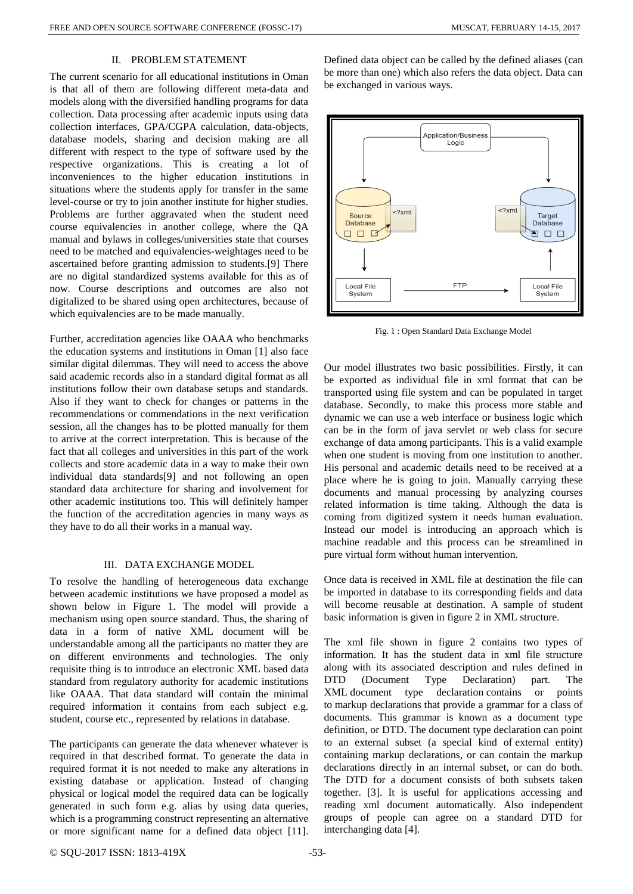## II. PROBLEM STATEMENT

The current scenario for all educational institutions in Oman is that all of them are following different meta-data and models along with the diversified handling programs for data collection. Data processing after academic inputs using data collection interfaces, GPA/CGPA calculation, data-objects, database models, sharing and decision making are all different with respect to the type of software used by the respective organizations. This is creating a lot of inconveniences to the higher education institutions in situations where the students apply for transfer in the same level-course or try to join another institute for higher studies. Problems are further aggravated when the student need course equivalencies in another college, where the QA manual and bylaws in colleges/universities state that courses need to be matched and equivalencies-weightages need to be ascertained before granting admission to students.[9] There are no digital standardized systems available for this as of now. Course descriptions and outcomes are also not digitalized to be shared using open architectures, because of which equivalencies are to be made manually.

Further, accreditation agencies like OAAA who benchmarks the education systems and institutions in Oman [1] also face similar digital dilemmas. They will need to access the above said academic records also in a standard digital format as all institutions follow their own database setups and standards. Also if they want to check for changes or patterns in the recommendations or commendations in the next verification session, all the changes has to be plotted manually for them to arrive at the correct interpretation. This is because of the fact that all colleges and universities in this part of the work collects and store academic data in a way to make their own individual data standards[9] and not following an open standard data architecture for sharing and involvement for other academic institutions too. This will definitely hamper the function of the accreditation agencies in many ways as they have to do all their works in a manual way.

## III. DATA EXCHANGE MODEL

To resolve the handling of heterogeneous data exchange between academic institutions we have proposed a model as shown below in Figure 1. The model will provide a mechanism using open source standard. Thus, the sharing of data in a form of native XML document will be understandable among all the participants no matter they are on different environments and technologies. The only requisite thing is to introduce an electronic XML based data standard from regulatory authority for academic institutions like OAAA. That data standard will contain the minimal required information it contains from each subject e.g. student, course etc., represented by relations in database.

The participants can generate the data whenever whatever is required in that described format. To generate the data in required format it is not needed to make any alterations in existing database or application. Instead of changing physical or logical model the required data can be logically generated in such form e.g. alias by using data queries, which is a programming construct representing an alternative or more significant name for a defined data object [11]. Defined data object can be called by the defined aliases (can be more than one) which also refers the data object. Data can be exchanged in various ways.

Fig. 1 : Open Standard Data Exchange Model

Our model illustrates two basic possibilities. Firstly, it can be exported as individual file in xml format that can be transported using file system and can be populated in target database. Secondly, to make this process more stable and dynamic we can use a web interface or business logic which can be in the form of java servlet or web class for secure exchange of data among participants. This is a valid example when one student is moving from one institution to another. His personal and academic details need to be received at a place where he is going to join. Manually carrying these documents and manual processing by analyzing courses related information is time taking. Although the data is coming from digitized system it needs human evaluation. Instead our model is introducing an approach which is machine readable and this process can be streamlined in pure virtual form without human intervention.

Once data is received in XML file at destination the file can be imported in database to its corresponding fields and data will become reusable at destination. A sample of student basic information is given in figure 2 in XML structure.

The xml file shown in figure 2 contains two types of information. It has the student data in xml file structure along with its associated description and rules defined in DTD (Document Type Declaration) part. The XML document type declaration contains or points to markup declarations that provide a grammar for a class of documents. This grammar is known as a document type definition, or DTD. The document type declaration can point to an external subset (a special kind of external entity) containing markup declarations, or can contain the markup declarations directly in an internal subset, or can do both. The DTD for a document consists of both subsets taken together. [3]. It is useful for applications accessing and reading xml document automatically. Also independent groups of people can agree on a standard DTD for interchanging data [4].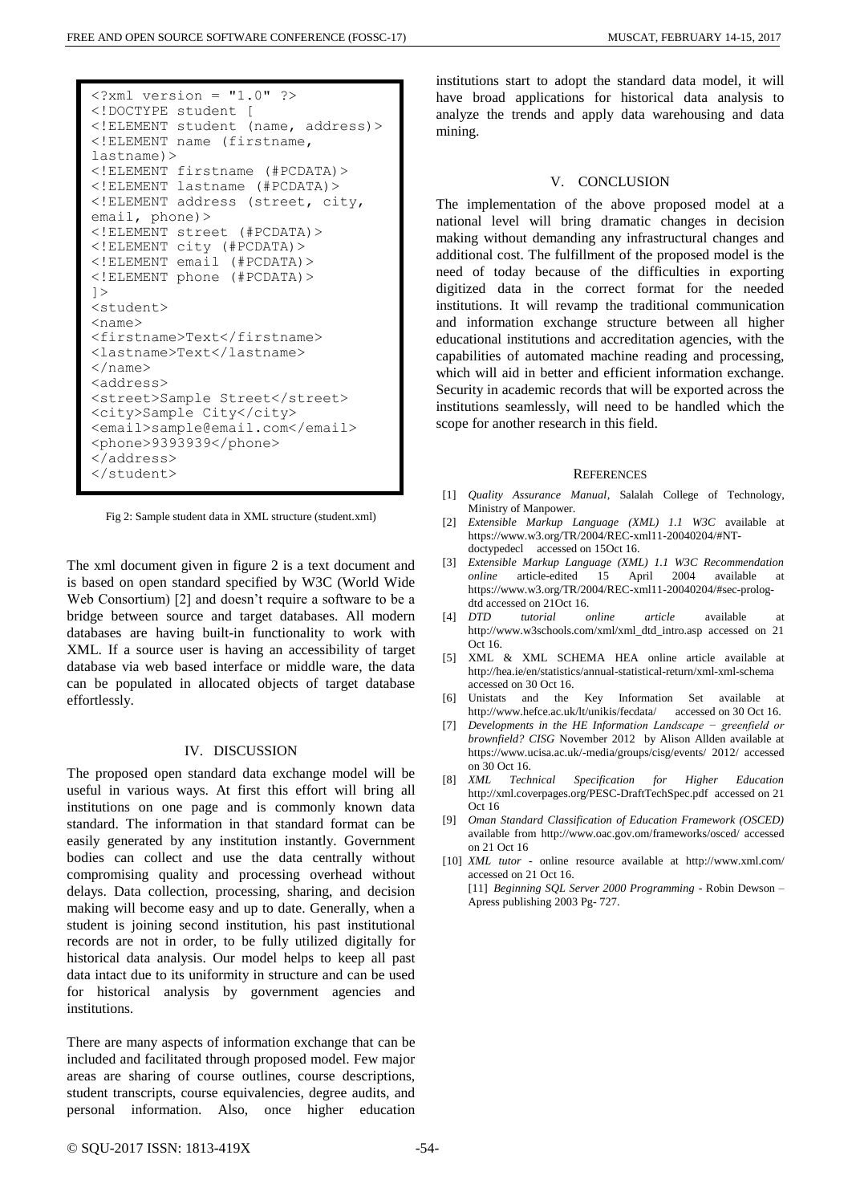```
<?xml version = "1.0" ?>
<!DOCTYPE student [
<!ELEMENT student (name, address)>
<!ELEMENT name (firstname,
lastname)>
<!ELEMENT firstname (#PCDATA)>
<!ELEMENT lastname (#PCDATA)>
<!ELEMENT address (street, city,
email, phone)>
<!ELEMENT street (#PCDATA)>
<!ELEMENT city (#PCDATA)>
<!ELEMENT email (#PCDATA)>
<!ELEMENT phone (#PCDATA)>
]>
<student>
<name>
<firstname>Text</firstname>
<lastname>Text</lastname>
</name>
<address>
<street>Sample Street</street>
<city>Sample City</city>
<email>sample@email.com</email>
<phone>9393939</phone>
</address>
</student>
```

Fig 2: Sample student data in XML structure (student.xml)

The xml document given in figure 2 is a text document and is based on open standard specified by W3C (World Wide Web Consortium) [2] and doesn't require a software to be a bridge between source and target databases. All modern databases are having built-in functionality to work with XML. If a source user is having an accessibility of target database via web based interface or middle ware, the data can be populated in allocated objects of target database effortlessly.

## IV. DISCUSSION

The proposed open standard data exchange model will be useful in various ways. At first this effort will bring all institutions on one page and is commonly known data standard. The information in that standard format can be easily generated by any institution instantly. Government bodies can collect and use the data centrally without compromising quality and processing overhead without delays. Data collection, processing, sharing, and decision making will become easy and up to date. Generally, when a student is joining second institution, his past institutional records are not in order, to be fully utilized digitally for historical data analysis. Our model helps to keep all past data intact due to its uniformity in structure and can be used for historical analysis by government agencies and institutions.

There are many aspects of information exchange that can be included and facilitated through proposed model. Few major areas are sharing of course outlines, course descriptions, student transcripts, course equivalencies, degree audits, and personal information. Also, once higher education institutions start to adopt the standard data model, it will have broad applications for historical data analysis to analyze the trends and apply data warehousing and data mining.

## V. CONCLUSION

The implementation of the above proposed model at a national level will bring dramatic changes in decision making without demanding any infrastructural changes and additional cost. The fulfillment of the proposed model is the need of today because of the difficulties in exporting digitized data in the correct format for the needed institutions. It will revamp the traditional communication and information exchange structure between all higher educational institutions and accreditation agencies, with the capabilities of automated machine reading and processing, which will aid in better and efficient information exchange. Security in academic records that will be exported across the institutions seamlessly, will need to be handled which the scope for another research in this field.

## REFERENCES

[1] *Quality Assurance Manual*, Salalah College of Technology, Ministry of Manpower.

[2] *Extensible Markup Language (XML) 1.1 W3C* available at https://www.w3.org/TR/2004/REC-xml11-20040204/#NT-doctypedecl accessed on 15Oct 16.

[3] *Extensible Markup Language (XML) 1.1 W3C Recommendation online* article-edited 15 April 2004 available at https://www.w3.org/TR/2004/REC-xml11-20040204/#sec-prolog-dtd accessed on 21Oct 16.

[4] *DTD tutorial online article* available at http://www.w3schools.com/xml/xml_dtd_intro.asp accessed on 21 Oct 16.

[5] XML & XML SCHEMA HEA online article available at http://hea.ie/en/statistics/annual-statistical-return/xml-xml-schema accessed on 30 Oct 16.

[6] Unistats and the Key Information Set available at http://www.hefce.ac.uk/lt/unikis/fecdata/ accessed on 30 Oct 16.

[7] *Developments in the HE Information Landscape – greenfield or brownfield? CISG* November 2012 by Alison Allden available at https://www.ucisa.ac.uk/-media/groups/cisg/events/ 2012/ accessed on 30 Oct 16.

[8] *XML Technical Specification for Higher Education* http://xml.coverpages.org/PESC-DraftTechSpec.pdf accessed on 21 Oct 16

[9] *Oman Standard Classification of Education Framework (OSCED)* available from http://www.oac.gov.om/frameworks/osced/ accessed on 21 Oct 16

[10] *XML tutor* - online resource available at http://www.xml.com/ accessed on 21 Oct 16.

[11] *Beginning SQL Server 2000 Programming* - Robin Dewson – Apress publishing 2003 Pg- 727.